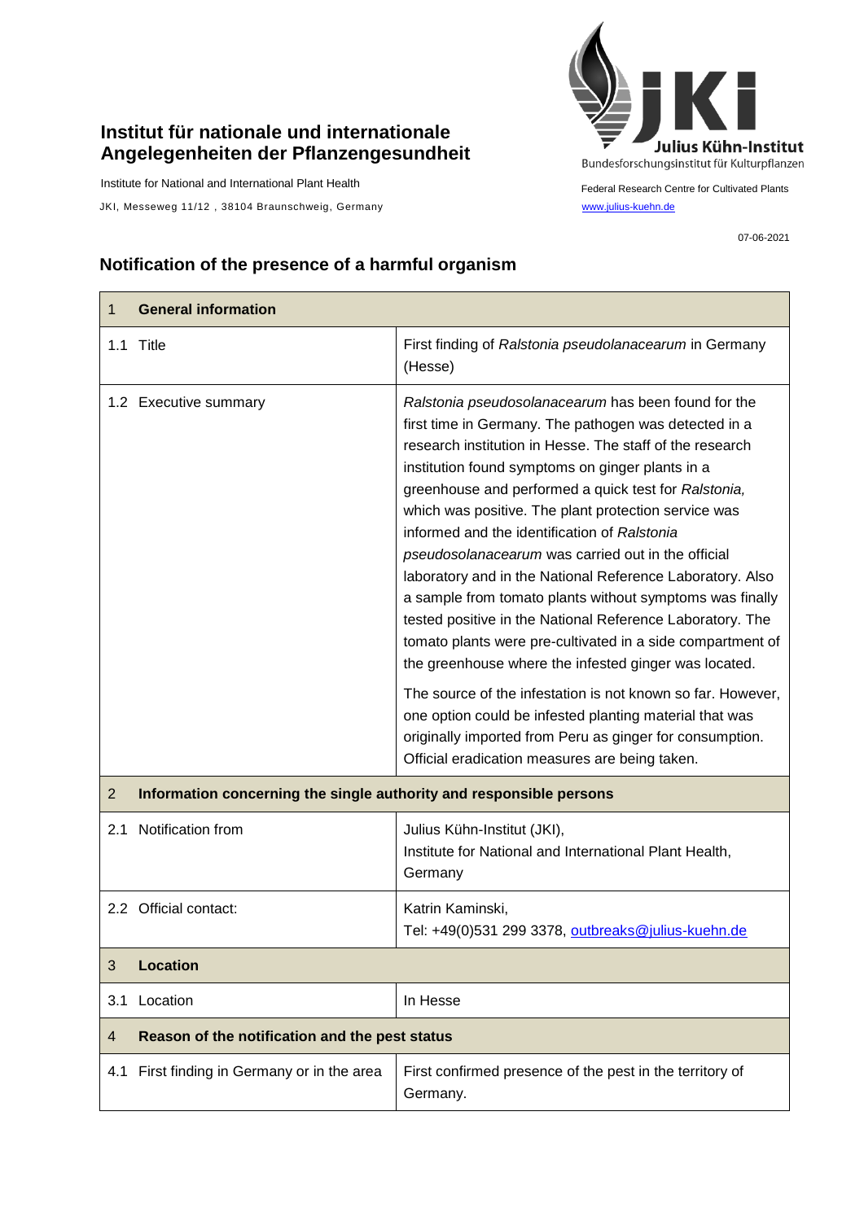**Institut für nationale und internationale Angelegenheiten der Pflanzengesundheit**

Institute for National and International Plant Health

JKI, Messeweg 11/12 , 38104 Braunschweig, Germany

Julius Kühn-Institut
Bundesforschungsinstitut für Kulturpflanzen

Federal Research Centre for Cultivated Plants

www.julius-kuehn.de

07-06-2021

## Notification of the presence of a harmful organism

| **1 General information** | |
|---|---|
| 1.1 Title | First finding of *Ralstonia pseudolanacearum* in Germany (Hesse) |
| 1.2 Executive summary | *Ralstonia pseudosolanacearum* has been found for the first time in Germany. The pathogen was detected in a research institution in Hesse. The staff of the research institution found symptoms on ginger plants in a greenhouse and performed a quick test for *Ralstonia,* which was positive. The plant protection service was informed and the identification of *Ralstonia pseudosolanacearum* was carried out in the official laboratory and in the National Reference Laboratory. Also a sample from tomato plants without symptoms was finally tested positive in the National Reference Laboratory. The tomato plants were pre-cultivated in a side compartment of the greenhouse where the infested ginger was located.<br><br>The source of the infestation is not known so far. However, one option could be infested planting material that was originally imported from Peru as ginger for consumption. Official eradication measures are being taken. |
| **2 Information concerning the single authority and responsible persons** | |
| 2.1 Notification from | Julius Kühn-Institut (JKI),<br>Institute for National and International Plant Health, Germany |
| 2.2 Official contact: | Katrin Kaminski,<br>Tel: +49(0)531 299 3378, outbreaks@julius-kuehn.de |
| **3 Location** | |
| 3.1 Location | In Hesse |
| **4 Reason of the notification and the pest status** | |
| 4.1 First finding in Germany or in the area | First confirmed presence of the pest in the territory of Germany. |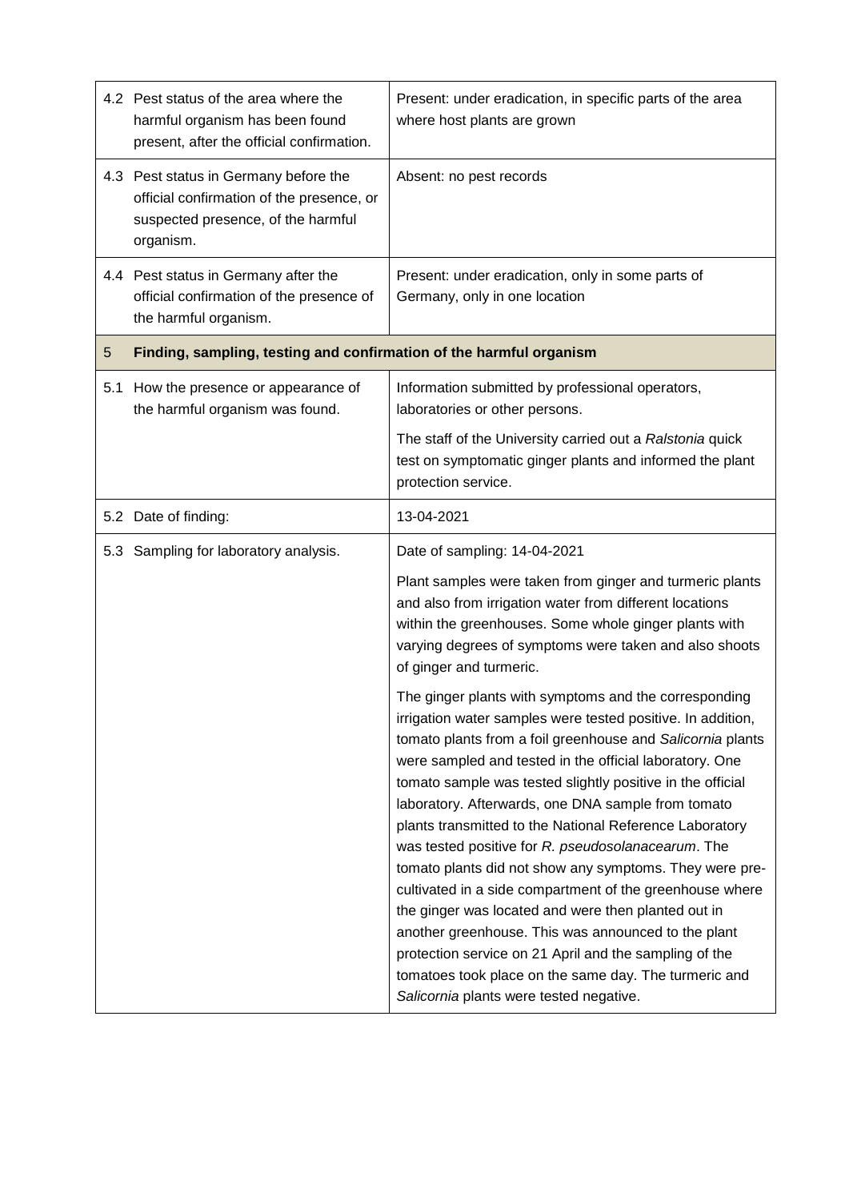| | |
|---|---|
| 4.2 Pest status of the area where the harmful organism has been found present, after the official confirmation. | Present: under eradication, in specific parts of the area where host plants are grown |
| 4.3 Pest status in Germany before the official confirmation of the presence, or suspected presence, of the harmful organism. | Absent: no pest records |
| 4.4 Pest status in Germany after the official confirmation of the presence of the harmful organism. | Present: under eradication, only in some parts of Germany, only in one location |
| **5 Finding, sampling, testing and confirmation of the harmful organism** | |
| 5.1 How the presence or appearance of the harmful organism was found. | Information submitted by professional operators, laboratories or other persons.<br><br>The staff of the University carried out a *Ralstonia* quick test on symptomatic ginger plants and informed the plant protection service. |
| 5.2 Date of finding: | 13-04-2021 |
| 5.3 Sampling for laboratory analysis. | Date of sampling: 14-04-2021<br><br>Plant samples were taken from ginger and turmeric plants and also from irrigation water from different locations within the greenhouses. Some whole ginger plants with varying degrees of symptoms were taken and also shoots of ginger and turmeric.<br><br>The ginger plants with symptoms and the corresponding irrigation water samples were tested positive. In addition, tomato plants from a foil greenhouse and *Salicornia* plants were sampled and tested in the official laboratory. One tomato sample was tested slightly positive in the official laboratory. Afterwards, one DNA sample from tomato plants transmitted to the National Reference Laboratory was tested positive for *R. pseudosolanacearum*. The tomato plants did not show any symptoms. They were pre-cultivated in a side compartment of the greenhouse where the ginger was located and were then planted out in another greenhouse. This was announced to the plant protection service on 21 April and the sampling of the tomatoes took place on the same day. The turmeric and *Salicornia* plants were tested negative. |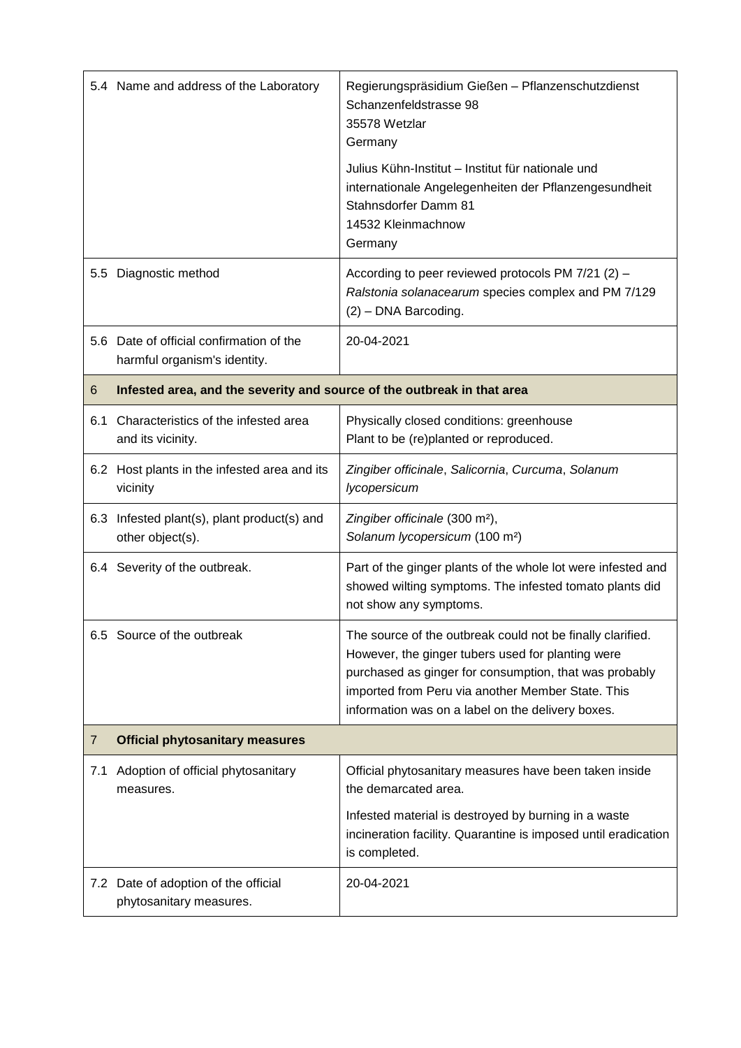| | |
|---|---|
| 5.4 Name and address of the Laboratory | Regierungspräsidium Gießen – Pflanzenschutzdienst<br>Schanzenfeldstrasse 98<br>35578 Wetzlar<br>Germany<br><br>Julius Kühn-Institut – Institut für nationale und internationale Angelegenheiten der Pflanzengesundheit<br>Stahnsdorfer Damm 81<br>14532 Kleinmachnow<br>Germany |
| 5.5 Diagnostic method | According to peer reviewed protocols PM 7/21 (2) – *Ralstonia solanacearum* species complex and PM 7/129 (2) – DNA Barcoding. |
| 5.6 Date of official confirmation of the harmful organism's identity. | 20-04-2021 |
| **6 Infested area, and the severity and source of the outbreak in that area** | |
| 6.1 Characteristics of the infested area and its vicinity. | Physically closed conditions: greenhouse<br>Plant to be (re)planted or reproduced. |
| 6.2 Host plants in the infested area and its vicinity | *Zingiber officinale*, *Salicornia*, *Curcuma*, *Solanum lycopersicum* |
| 6.3 Infested plant(s), plant product(s) and other object(s). | *Zingiber officinale* (300 m²),<br>*Solanum lycopersicum* (100 m²) |
| 6.4 Severity of the outbreak. | Part of the ginger plants of the whole lot were infested and showed wilting symptoms. The infested tomato plants did not show any symptoms. |
| 6.5 Source of the outbreak | The source of the outbreak could not be finally clarified. However, the ginger tubers used for planting were purchased as ginger for consumption, that was probably imported from Peru via another Member State. This information was on a label on the delivery boxes. |
| **7 Official phytosanitary measures** | |
| 7.1 Adoption of official phytosanitary measures. | Official phytosanitary measures have been taken inside the demarcated area.<br><br>Infested material is destroyed by burning in a waste incineration facility. Quarantine is imposed until eradication is completed. |
| 7.2 Date of adoption of the official phytosanitary measures. | 20-04-2021 |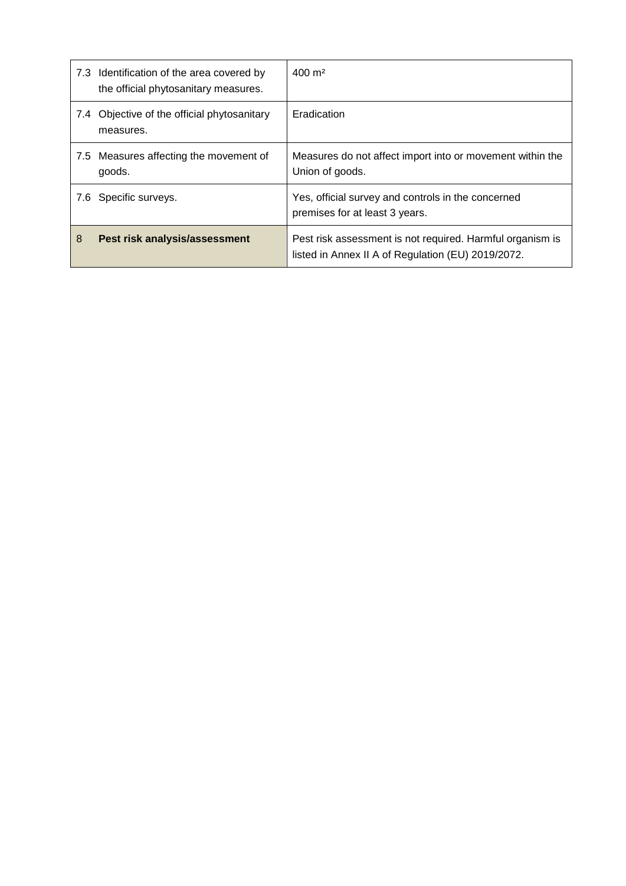| | |
|---|---|
| 7.3 Identification of the area covered by the official phytosanitary measures. | 400 m² |
| 7.4 Objective of the official phytosanitary measures. | Eradication |
| 7.5 Measures affecting the movement of goods. | Measures do not affect import into or movement within the Union of goods. |
| 7.6 Specific surveys. | Yes, official survey and controls in the concerned premises for at least 3 years. |
| **8 Pest risk analysis/assessment** | Pest risk assessment is not required. Harmful organism is listed in Annex II A of Regulation (EU) 2019/2072. |